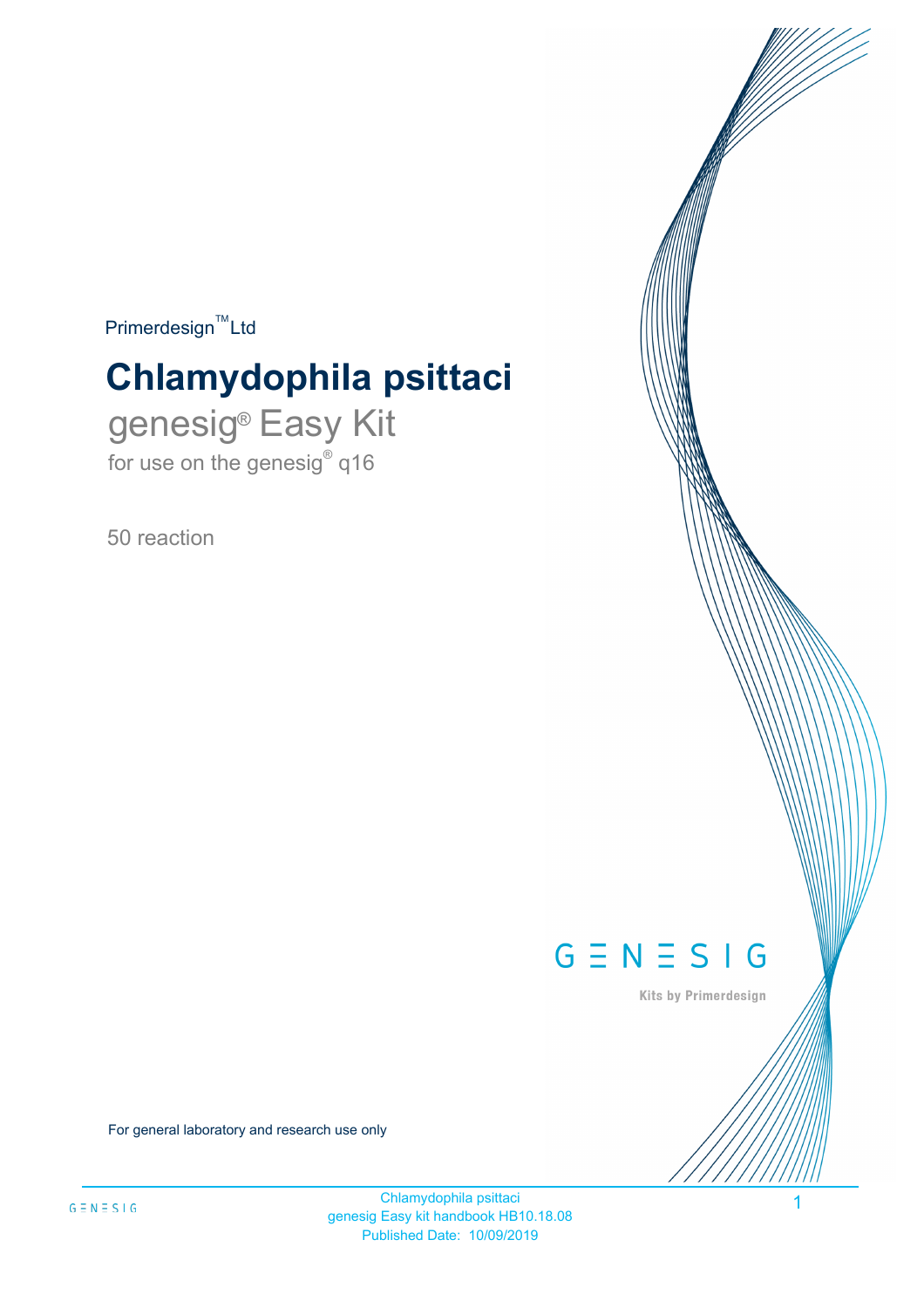Primerdesign™ Ltd

# Chlamydophila psittaci

## genesig® Easy Kit

for use on the genesig® q16

50 reaction

GENESIG

Kits by Primerdesign

For general laboratory and research use only

Chlamydophila psittaci
genesig Easy kit handbook HB10.18.08
Published Date: 10/09/2019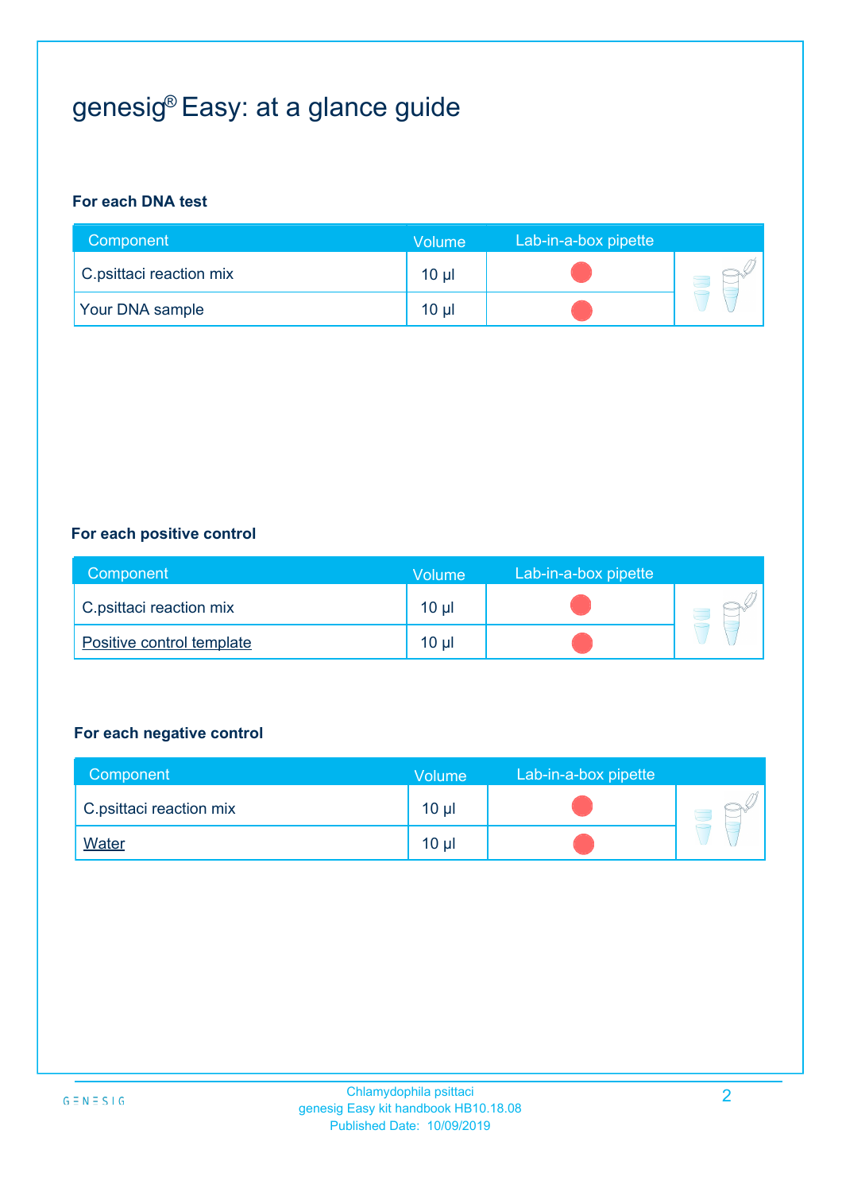# genesig® Easy: at a glance guide

**For each DNA test**

| Component | Volume | Lab-in-a-box pipette |
|---|---|---|
| C.psittaci reaction mix | 10 µl | |
| Your DNA sample | 10 µl | |

**For each positive control**

| Component | Volume | Lab-in-a-box pipette |
|---|---|---|
| C.psittaci reaction mix | 10 µl | |
| Positive control template | 10 µl | |

**For each negative control**

| Component | Volume | Lab-in-a-box pipette |
|---|---|---|
| C.psittaci reaction mix | 10 µl | |
| Water | 10 µl | |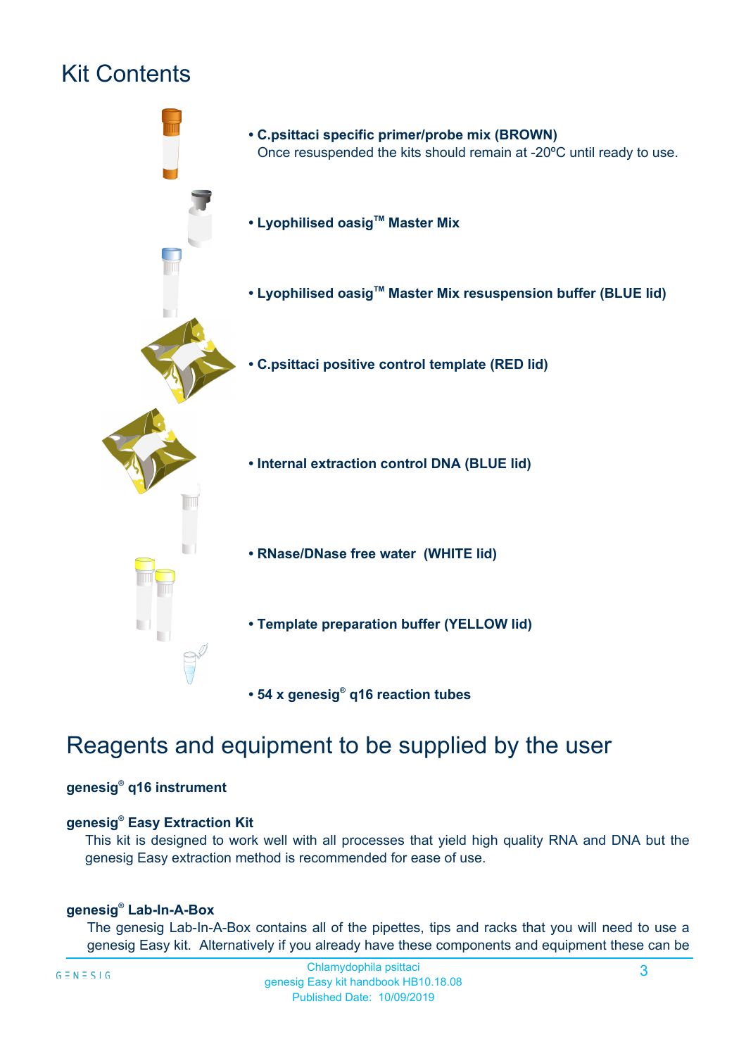# Kit Contents

- **C.psittaci specific primer/probe mix (BROWN)**
  Once resuspended the kits should remain at -20ºC until ready to use.
- **Lyophilised oasig™ Master Mix**
- **Lyophilised oasig™ Master Mix resuspension buffer (BLUE lid)**
- **C.psittaci positive control template (RED lid)**
- **Internal extraction control DNA (BLUE lid)**
- **RNase/DNase free water (WHITE lid)**
- **Template preparation buffer (YELLOW lid)**
- **54 x genesig® q16 reaction tubes**

# Reagents and equipment to be supplied by the user

**genesig® q16 instrument**

**genesig® Easy Extraction Kit**

This kit is designed to work well with all processes that yield high quality RNA and DNA but the genesig Easy extraction method is recommended for ease of use.

**genesig® Lab-In-A-Box**

The genesig Lab-In-A-Box contains all of the pipettes, tips and racks that you will need to use a genesig Easy kit. Alternatively if you already have these components and equipment these can be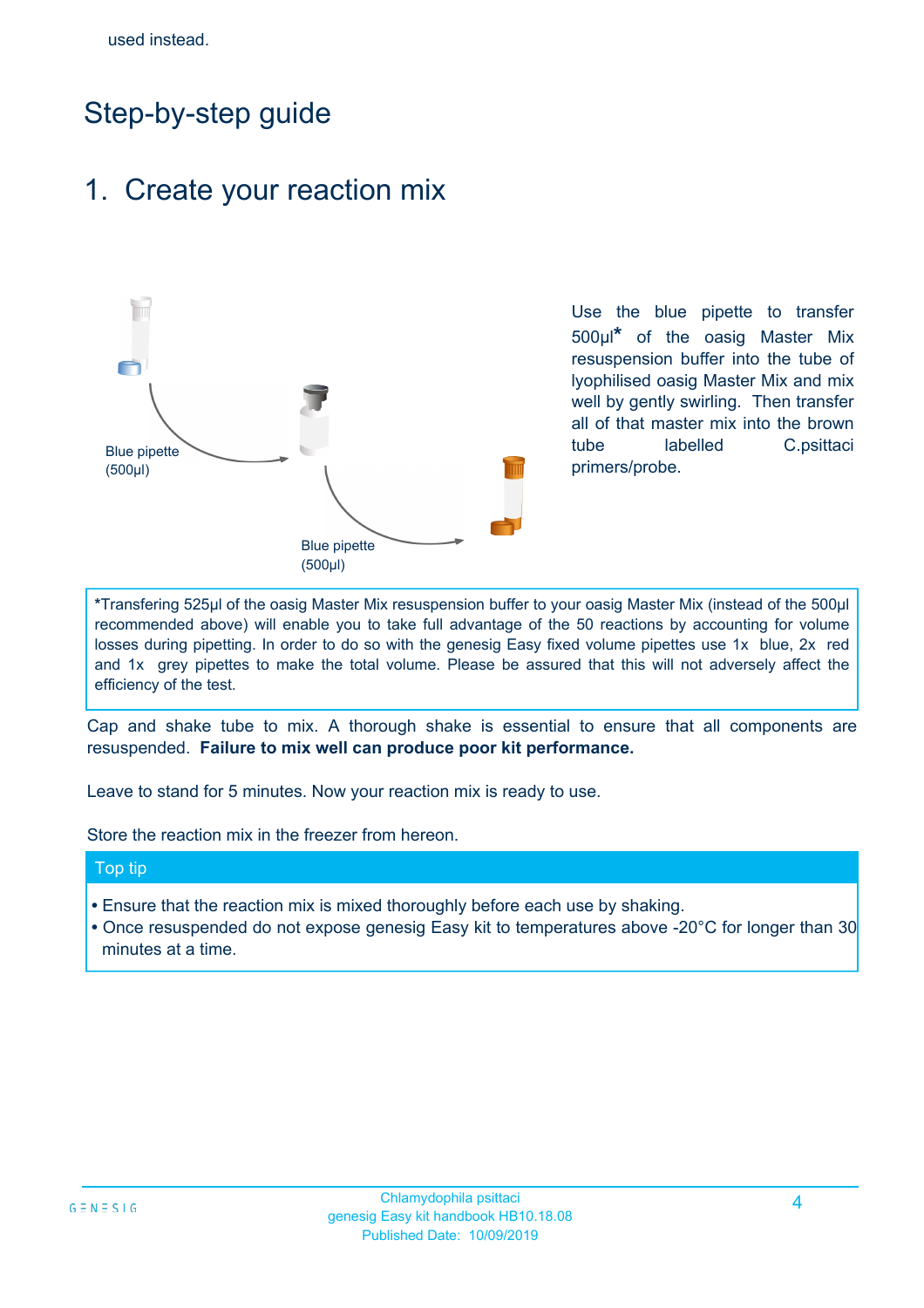used instead.

# Step-by-step guide

## 1. Create your reaction mix

Blue pipette (500µl)

Blue pipette (500µl)

Use the blue pipette to transfer 500µl* of the oasig Master Mix resuspension buffer into the tube of lyophilised oasig Master Mix and mix well by gently swirling. Then transfer all of that master mix into the brown tube labelled C.psittaci primers/probe.

*Transfering 525µl of the oasig Master Mix resuspension buffer to your oasig Master Mix (instead of the 500µl recommended above) will enable you to take full advantage of the 50 reactions by accounting for volume losses during pipetting. In order to do so with the genesig Easy fixed volume pipettes use 1x blue, 2x red and 1x grey pipettes to make the total volume. Please be assured that this will not adversely affect the efficiency of the test.

Cap and shake tube to mix. A thorough shake is essential to ensure that all components are resuspended. **Failure to mix well can produce poor kit performance.**

Leave to stand for 5 minutes. Now your reaction mix is ready to use.

Store the reaction mix in the freezer from hereon.

**Top tip**

- Ensure that the reaction mix is mixed thoroughly before each use by shaking.
- Once resuspended do not expose genesig Easy kit to temperatures above -20°C for longer than 30 minutes at a time.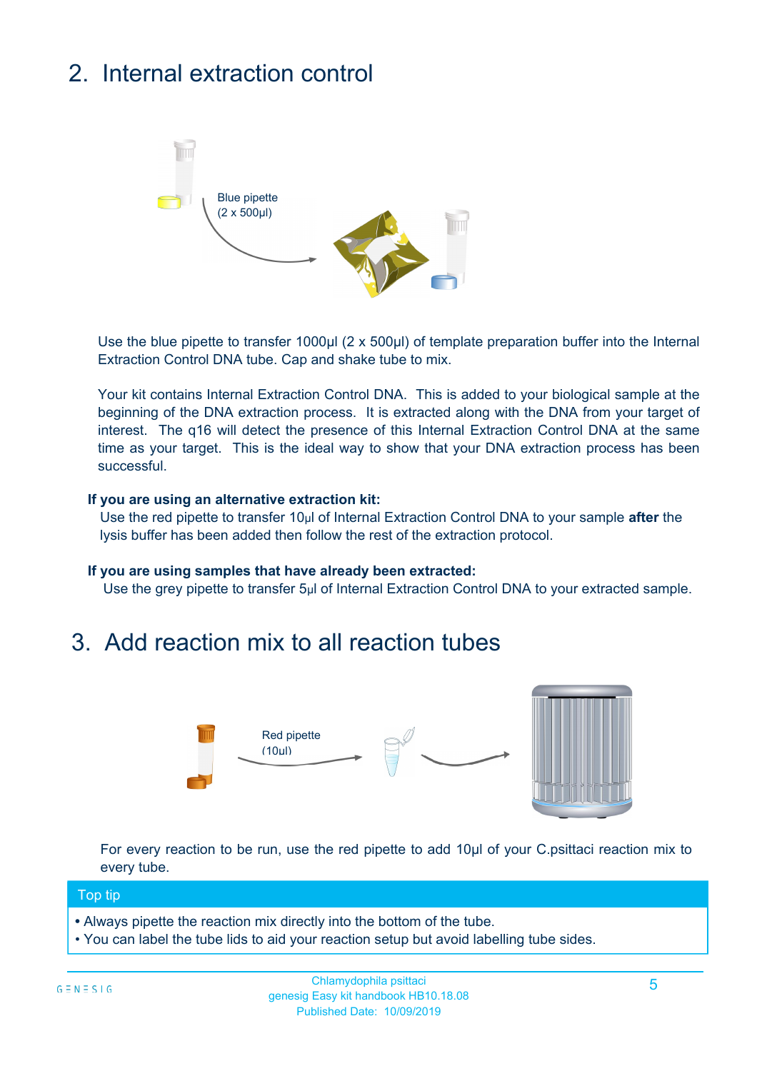## 2. Internal extraction control

Blue pipette
(2 x 500µl)

Use the blue pipette to transfer 1000µl (2 x 500µl) of template preparation buffer into the Internal Extraction Control DNA tube. Cap and shake tube to mix.

Your kit contains Internal Extraction Control DNA. This is added to your biological sample at the beginning of the DNA extraction process. It is extracted along with the DNA from your target of interest. The q16 will detect the presence of this Internal Extraction Control DNA at the same time as your target. This is the ideal way to show that your DNA extraction process has been successful.

**If you are using an alternative extraction kit:**
Use the red pipette to transfer 10µl of Internal Extraction Control DNA to your sample **after** the lysis buffer has been added then follow the rest of the extraction protocol.

**If you are using samples that have already been extracted:**
Use the grey pipette to transfer 5µl of Internal Extraction Control DNA to your extracted sample.

## 3. Add reaction mix to all reaction tubes

Red pipette
(10ul)

For every reaction to be run, use the red pipette to add 10µl of your C.psittaci reaction mix to every tube.

**Top tip**

- Always pipette the reaction mix directly into the bottom of the tube.
- You can label the tube lids to aid your reaction setup but avoid labelling tube sides.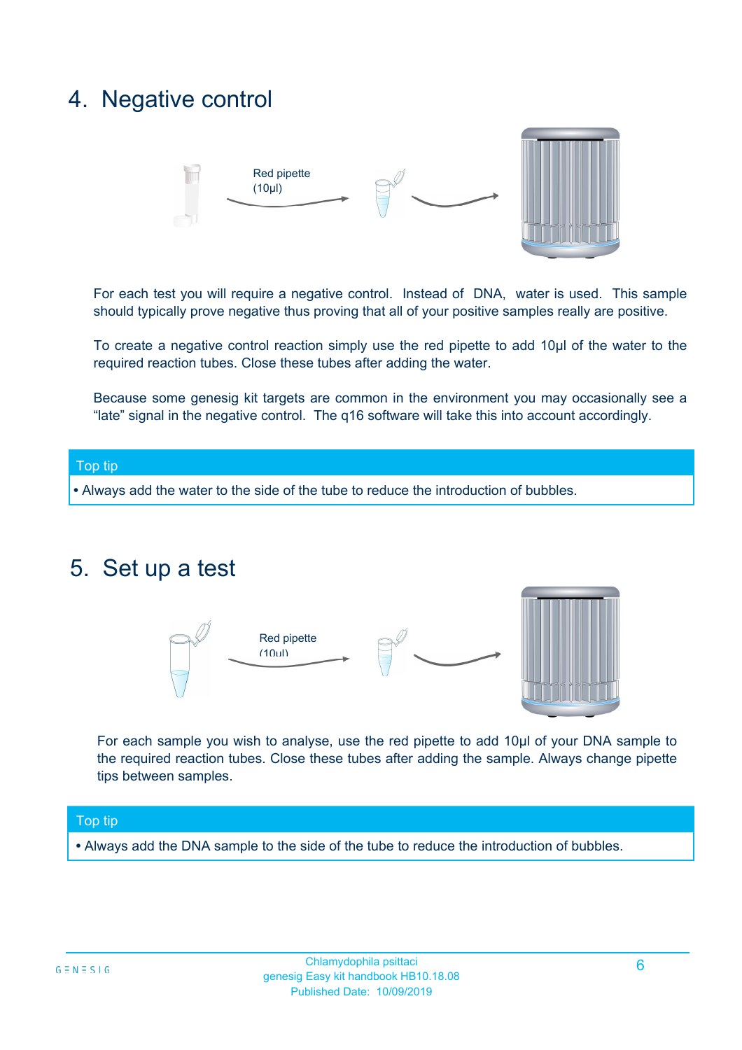## 4. Negative control

Red pipette (10µl)

For each test you will require a negative control. Instead of DNA, water is used. This sample should typically prove negative thus proving that all of your positive samples really are positive.

To create a negative control reaction simply use the red pipette to add 10µl of the water to the required reaction tubes. Close these tubes after adding the water.

Because some genesig kit targets are common in the environment you may occasionally see a "late" signal in the negative control. The q16 software will take this into account accordingly.

**Top tip**

- Always add the water to the side of the tube to reduce the introduction of bubbles.

## 5. Set up a test

Red pipette (10µl)

For each sample you wish to analyse, use the red pipette to add 10µl of your DNA sample to the required reaction tubes. Close these tubes after adding the sample. Always change pipette tips between samples.

**Top tip**

- Always add the DNA sample to the side of the tube to reduce the introduction of bubbles.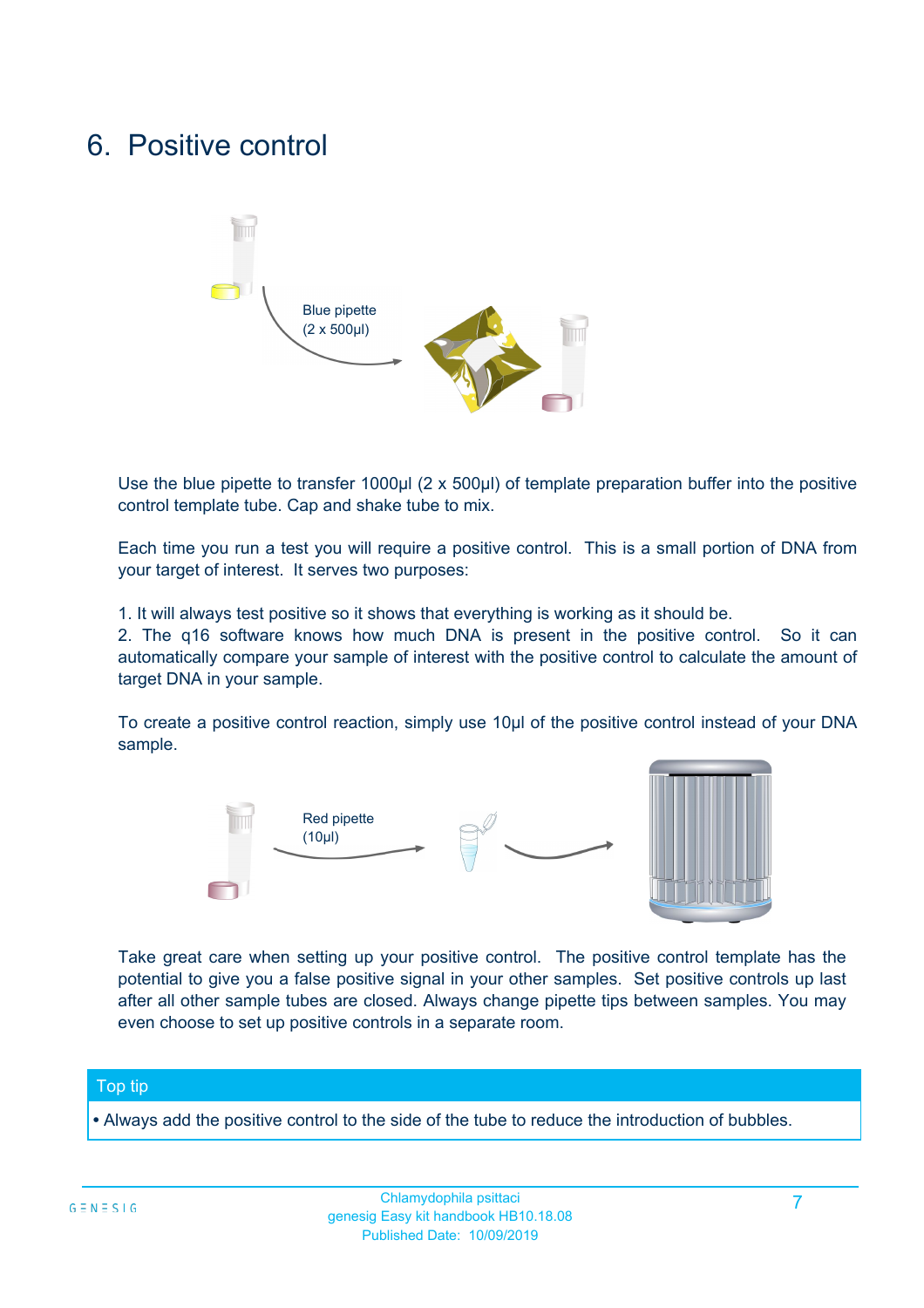# 6. Positive control

Blue pipette
(2 x 500µl)

Use the blue pipette to transfer 1000µl (2 x 500µl) of template preparation buffer into the positive control template tube. Cap and shake tube to mix.

Each time you run a test you will require a positive control. This is a small portion of DNA from your target of interest. It serves two purposes:

1. It will always test positive so it shows that everything is working as it should be.
2. The q16 software knows how much DNA is present in the positive control. So it can automatically compare your sample of interest with the positive control to calculate the amount of target DNA in your sample.

To create a positive control reaction, simply use 10µl of the positive control instead of your DNA sample.

Red pipette
(10µl)

Take great care when setting up your positive control. The positive control template has the potential to give you a false positive signal in your other samples. Set positive controls up last after all other sample tubes are closed. Always change pipette tips between samples. You may even choose to set up positive controls in a separate room.

**Top tip**

- Always add the positive control to the side of the tube to reduce the introduction of bubbles.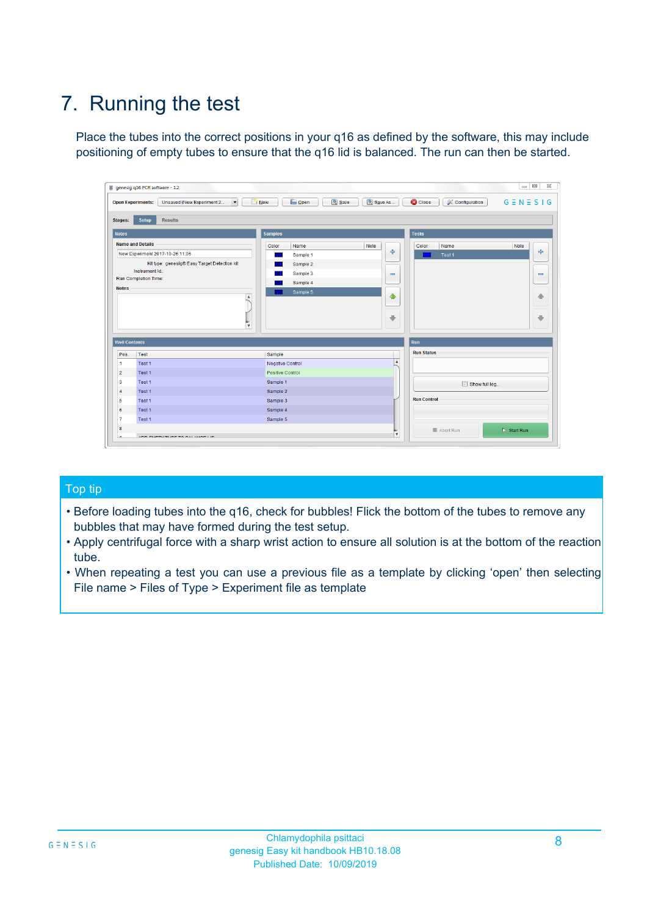# 7. Running the test

Place the tubes into the correct positions in your q16 as defined by the software, this may include positioning of empty tubes to ensure that the q16 lid is balanced. The run can then be started.

## Top tip

- Before loading tubes into the q16, check for bubbles! Flick the bottom of the tubes to remove any bubbles that may have formed during the test setup.
- Apply centrifugal force with a sharp wrist action to ensure all solution is at the bottom of the reaction tube.
- When repeating a test you can use a previous file as a template by clicking 'open' then selecting File name > Files of Type > Experiment file as template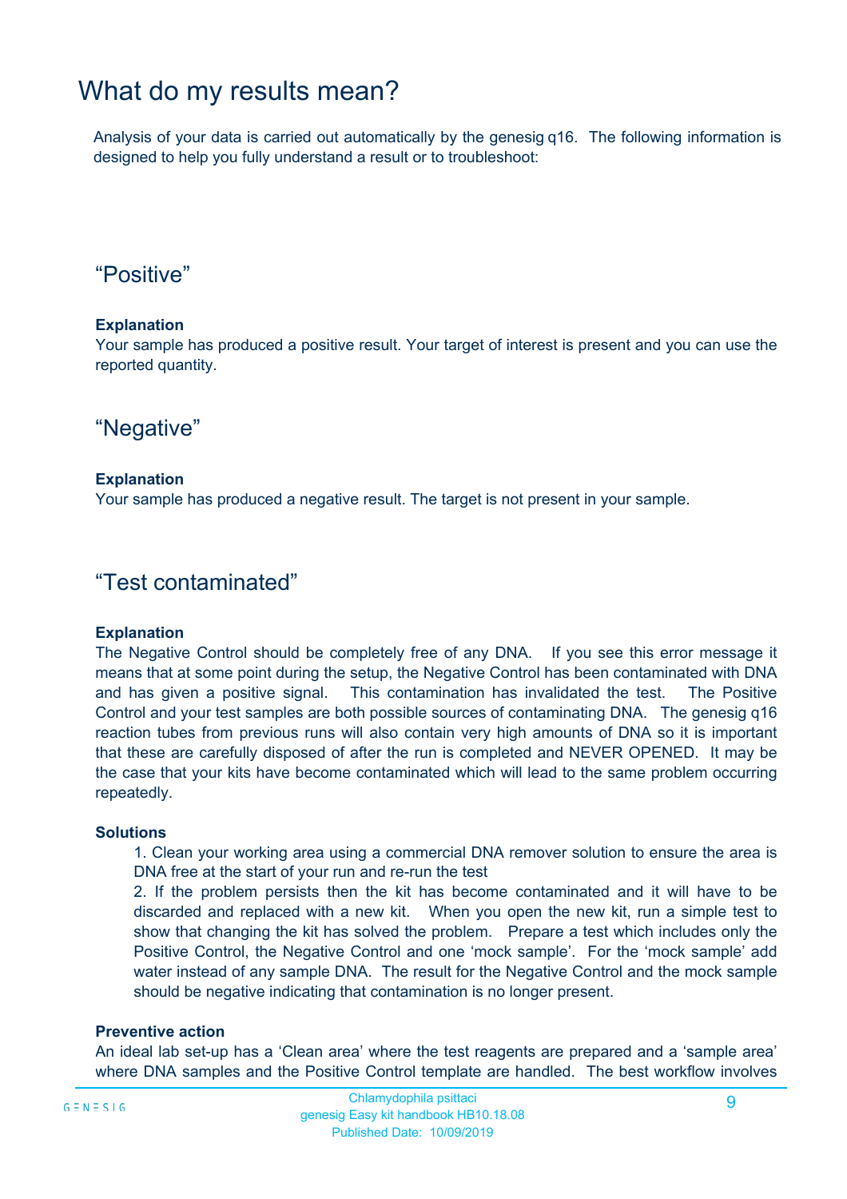# What do my results mean?

Analysis of your data is carried out automatically by the genesig q16. The following information is designed to help you fully understand a result or to troubleshoot:

## "Positive"

**Explanation**

Your sample has produced a positive result. Your target of interest is present and you can use the reported quantity.

## "Negative"

**Explanation**

Your sample has produced a negative result. The target is not present in your sample.

## "Test contaminated"

**Explanation**

The Negative Control should be completely free of any DNA. If you see this error message it means that at some point during the setup, the Negative Control has been contaminated with DNA and has given a positive signal. This contamination has invalidated the test. The Positive Control and your test samples are both possible sources of contaminating DNA. The genesig q16 reaction tubes from previous runs will also contain very high amounts of DNA so it is important that these are carefully disposed of after the run is completed and NEVER OPENED. It may be the case that your kits have become contaminated which will lead to the same problem occurring repeatedly.

**Solutions**

1. Clean your working area using a commercial DNA remover solution to ensure the area is DNA free at the start of your run and re-run the test
2. If the problem persists then the kit has become contaminated and it will have to be discarded and replaced with a new kit. When you open the new kit, run a simple test to show that changing the kit has solved the problem. Prepare a test which includes only the Positive Control, the Negative Control and one 'mock sample'. For the 'mock sample' add water instead of any sample DNA. The result for the Negative Control and the mock sample should be negative indicating that contamination is no longer present.

**Preventive action**

An ideal lab set-up has a 'Clean area' where the test reagents are prepared and a 'sample area' where DNA samples and the Positive Control template are handled. The best workflow involves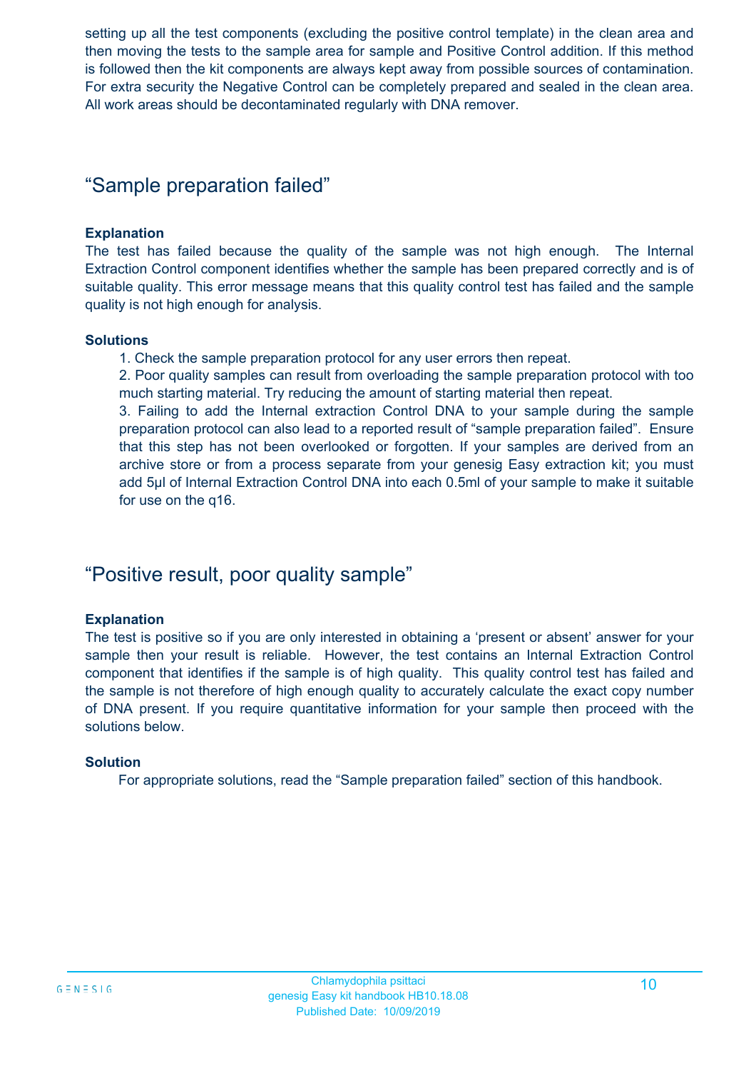setting up all the test components (excluding the positive control template) in the clean area and then moving the tests to the sample area for sample and Positive Control addition. If this method is followed then the kit components are always kept away from possible sources of contamination. For extra security the Negative Control can be completely prepared and sealed in the clean area. All work areas should be decontaminated regularly with DNA remover.

## “Sample preparation failed”

**Explanation**

The test has failed because the quality of the sample was not high enough. The Internal Extraction Control component identifies whether the sample has been prepared correctly and is of suitable quality. This error message means that this quality control test has failed and the sample quality is not high enough for analysis.

**Solutions**

1. Check the sample preparation protocol for any user errors then repeat.
2. Poor quality samples can result from overloading the sample preparation protocol with too much starting material. Try reducing the amount of starting material then repeat.
3. Failing to add the Internal extraction Control DNA to your sample during the sample preparation protocol can also lead to a reported result of “sample preparation failed”. Ensure that this step has not been overlooked or forgotten. If your samples are derived from an archive store or from a process separate from your genesig Easy extraction kit; you must add 5µl of Internal Extraction Control DNA into each 0.5ml of your sample to make it suitable for use on the q16.

## “Positive result, poor quality sample”

**Explanation**

The test is positive so if you are only interested in obtaining a ‘present or absent’ answer for your sample then your result is reliable. However, the test contains an Internal Extraction Control component that identifies if the sample is of high quality. This quality control test has failed and the sample is not therefore of high enough quality to accurately calculate the exact copy number of DNA present. If you require quantitative information for your sample then proceed with the solutions below.

**Solution**

For appropriate solutions, read the “Sample preparation failed” section of this handbook.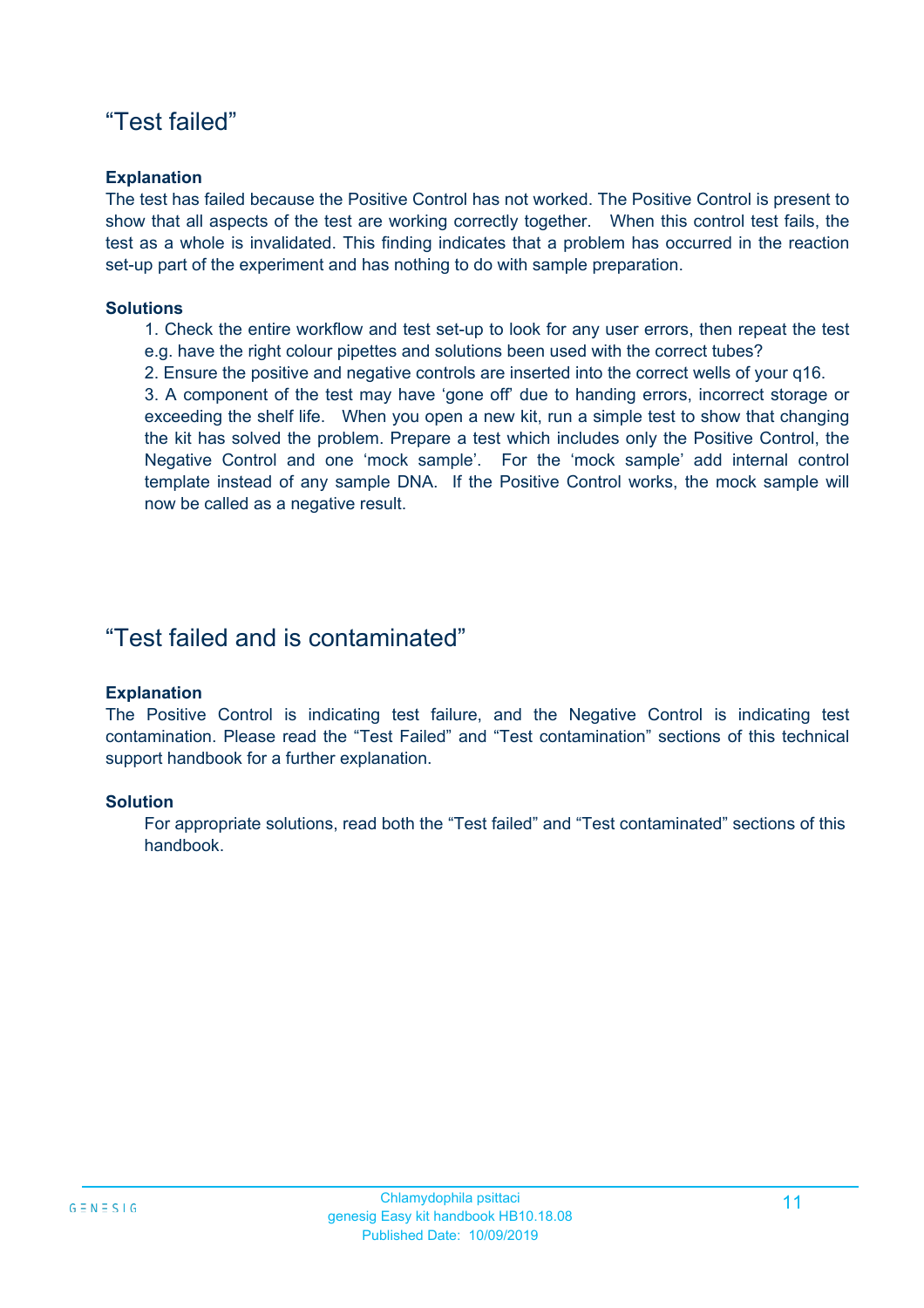## “Test failed”

**Explanation**

The test has failed because the Positive Control has not worked. The Positive Control is present to show that all aspects of the test are working correctly together. When this control test fails, the test as a whole is invalidated. This finding indicates that a problem has occurred in the reaction set-up part of the experiment and has nothing to do with sample preparation.

**Solutions**

1. Check the entire workflow and test set-up to look for any user errors, then repeat the test e.g. have the right colour pipettes and solutions been used with the correct tubes?
2. Ensure the positive and negative controls are inserted into the correct wells of your q16.
3. A component of the test may have ‘gone off’ due to handing errors, incorrect storage or exceeding the shelf life. When you open a new kit, run a simple test to show that changing the kit has solved the problem. Prepare a test which includes only the Positive Control, the Negative Control and one ‘mock sample’. For the ‘mock sample’ add internal control template instead of any sample DNA. If the Positive Control works, the mock sample will now be called as a negative result.

## “Test failed and is contaminated”

**Explanation**

The Positive Control is indicating test failure, and the Negative Control is indicating test contamination. Please read the “Test Failed” and “Test contamination” sections of this technical support handbook for a further explanation.

**Solution**

For appropriate solutions, read both the “Test failed” and “Test contaminated” sections of this handbook.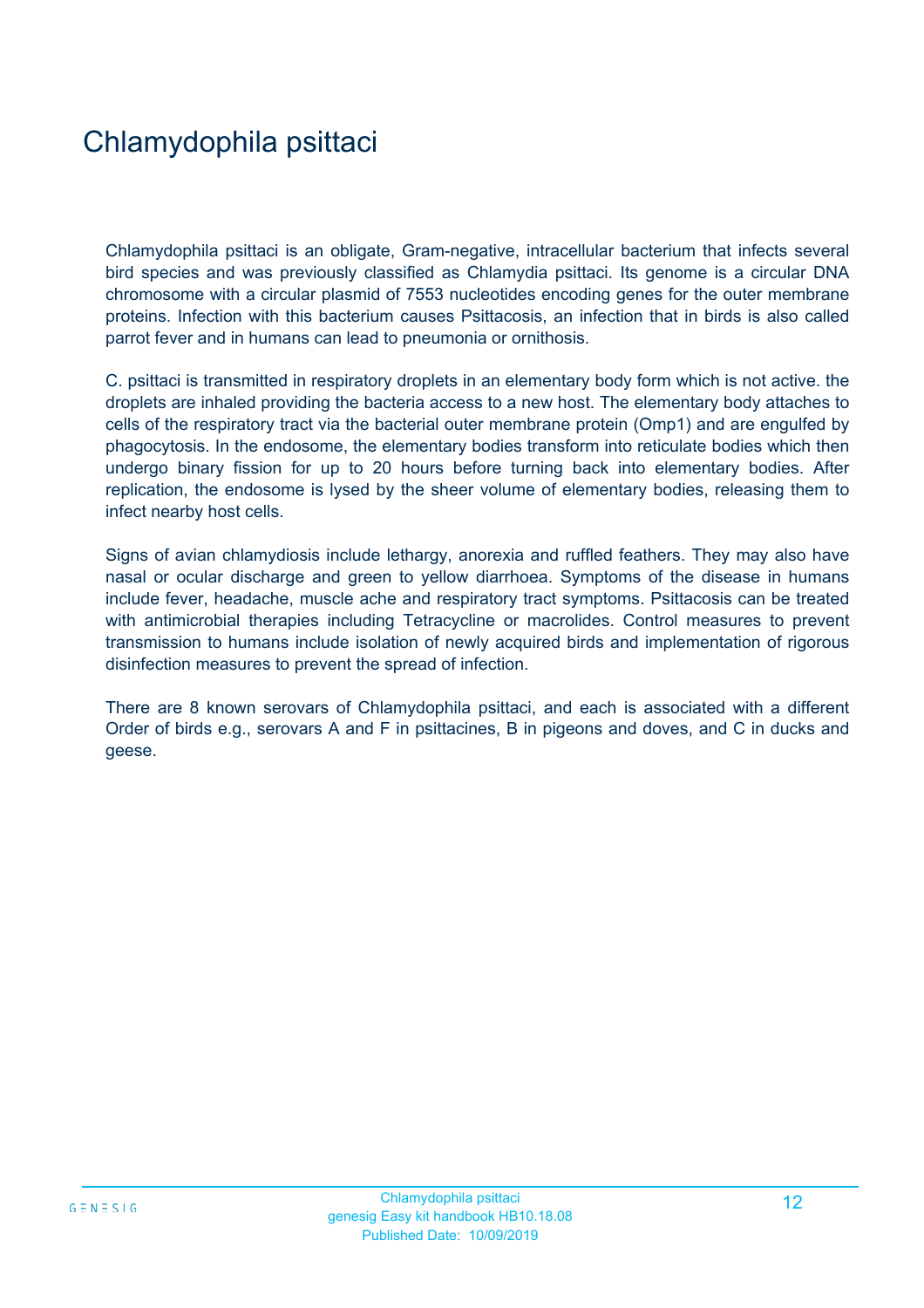# Chlamydophila psittaci

Chlamydophila psittaci is an obligate, Gram-negative, intracellular bacterium that infects several bird species and was previously classified as Chlamydia psittaci. Its genome is a circular DNA chromosome with a circular plasmid of 7553 nucleotides encoding genes for the outer membrane proteins. Infection with this bacterium causes Psittacosis, an infection that in birds is also called parrot fever and in humans can lead to pneumonia or ornithosis.

C. psittaci is transmitted in respiratory droplets in an elementary body form which is not active. the droplets are inhaled providing the bacteria access to a new host. The elementary body attaches to cells of the respiratory tract via the bacterial outer membrane protein (Omp1) and are engulfed by phagocytosis. In the endosome, the elementary bodies transform into reticulate bodies which then undergo binary fission for up to 20 hours before turning back into elementary bodies. After replication, the endosome is lysed by the sheer volume of elementary bodies, releasing them to infect nearby host cells.

Signs of avian chlamydiosis include lethargy, anorexia and ruffled feathers. They may also have nasal or ocular discharge and green to yellow diarrhoea. Symptoms of the disease in humans include fever, headache, muscle ache and respiratory tract symptoms. Psittacosis can be treated with antimicrobial therapies including Tetracycline or macrolides. Control measures to prevent transmission to humans include isolation of newly acquired birds and implementation of rigorous disinfection measures to prevent the spread of infection.

There are 8 known serovars of Chlamydophila psittaci, and each is associated with a different Order of birds e.g., serovars A and F in psittacines, B in pigeons and doves, and C in ducks and geese.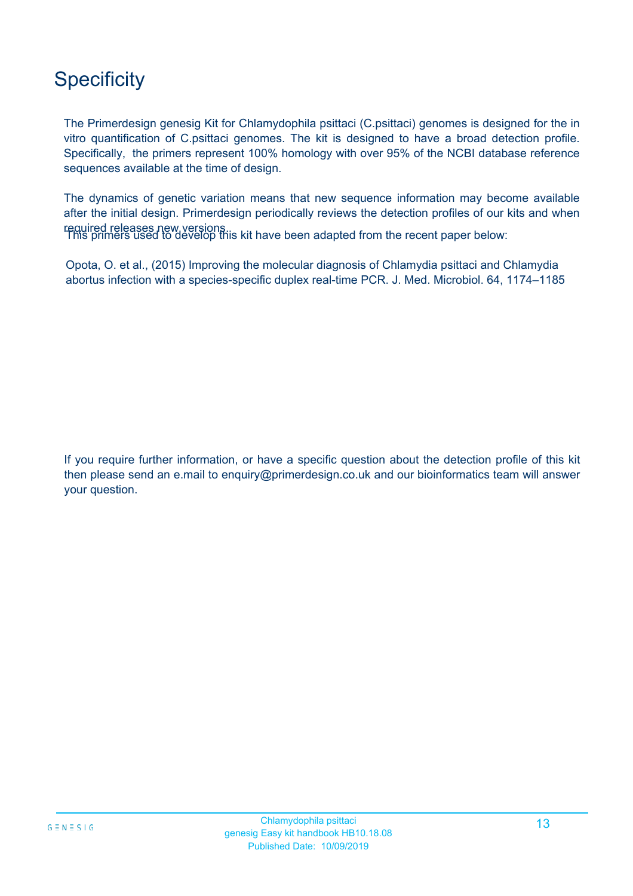# Specificity

The Primerdesign genesig Kit for Chlamydophila psittaci (C.psittaci) genomes is designed for the in vitro quantification of C.psittaci genomes. The kit is designed to have a broad detection profile. Specifically, the primers represent 100% homology with over 95% of the NCBI database reference sequences available at the time of design.

The dynamics of genetic variation means that new sequence information may become available after the initial design. Primerdesign periodically reviews the detection profiles of our kits and when required releases new versions.

This primers used to develop this kit have been adapted from the recent paper below:

Opota, O. et al., (2015) Improving the molecular diagnosis of Chlamydia psittaci and Chlamydia abortus infection with a species-specific duplex real-time PCR. J. Med. Microbiol. 64, 1174–1185

If you require further information, or have a specific question about the detection profile of this kit then please send an e.mail to enquiry@primerdesign.co.uk and our bioinformatics team will answer your question.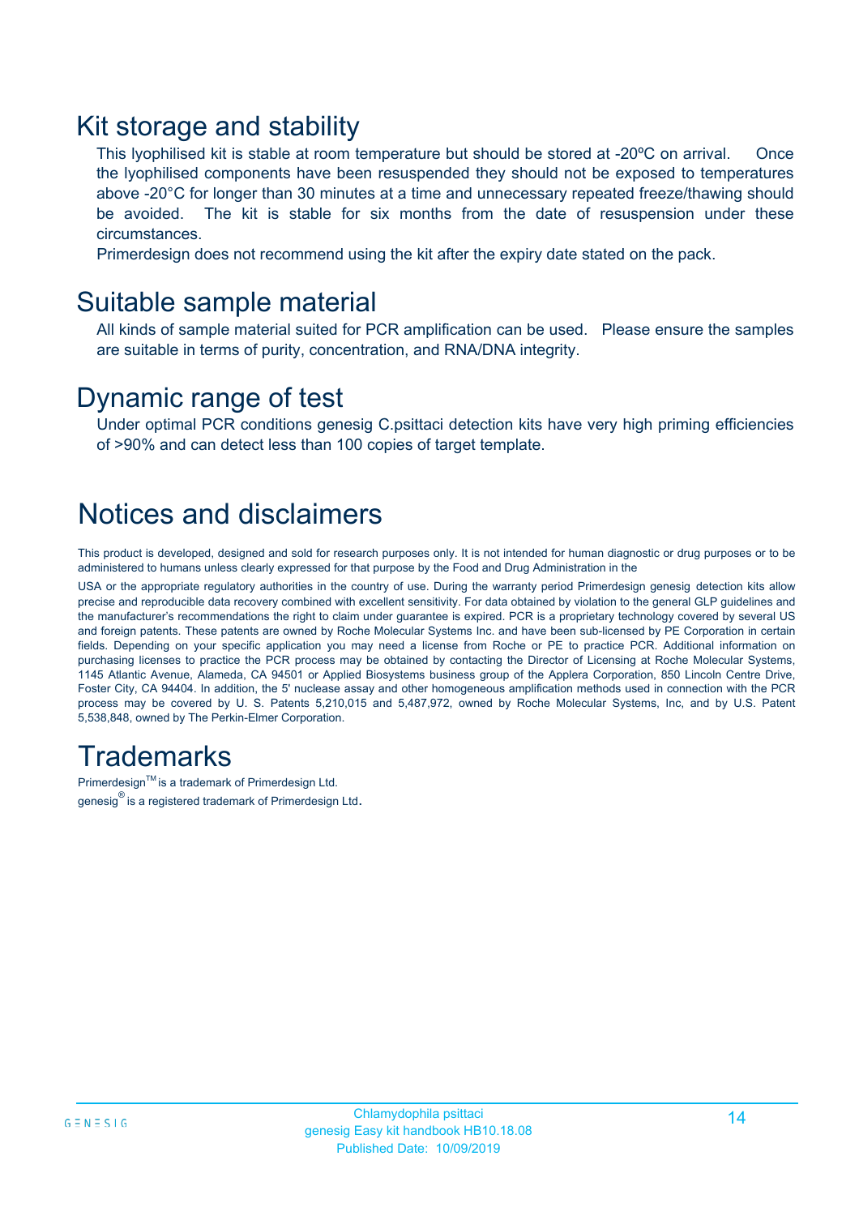## Kit storage and stability

This lyophilised kit is stable at room temperature but should be stored at -20ºC on arrival. Once the lyophilised components have been resuspended they should not be exposed to temperatures above -20°C for longer than 30 minutes at a time and unnecessary repeated freeze/thawing should be avoided. The kit is stable for six months from the date of resuspension under these circumstances.

Primerdesign does not recommend using the kit after the expiry date stated on the pack.

## Suitable sample material

All kinds of sample material suited for PCR amplification can be used. Please ensure the samples are suitable in terms of purity, concentration, and RNA/DNA integrity.

## Dynamic range of test

Under optimal PCR conditions genesig C.psittaci detection kits have very high priming efficiencies of >90% and can detect less than 100 copies of target template.

# Notices and disclaimers

This product is developed, designed and sold for research purposes only. It is not intended for human diagnostic or drug purposes or to be administered to humans unless clearly expressed for that purpose by the Food and Drug Administration in the

USA or the appropriate regulatory authorities in the country of use. During the warranty period Primerdesign genesig detection kits allow precise and reproducible data recovery combined with excellent sensitivity. For data obtained by violation to the general GLP guidelines and the manufacturer's recommendations the right to claim under guarantee is expired. PCR is a proprietary technology covered by several US and foreign patents. These patents are owned by Roche Molecular Systems Inc. and have been sub-licensed by PE Corporation in certain fields. Depending on your specific application you may need a license from Roche or PE to practice PCR. Additional information on purchasing licenses to practice the PCR process may be obtained by contacting the Director of Licensing at Roche Molecular Systems, 1145 Atlantic Avenue, Alameda, CA 94501 or Applied Biosystems business group of the Applera Corporation, 850 Lincoln Centre Drive, Foster City, CA 94404. In addition, the 5' nuclease assay and other homogeneous amplification methods used in connection with the PCR process may be covered by U. S. Patents 5,210,015 and 5,487,972, owned by Roche Molecular Systems, Inc, and by U.S. Patent 5,538,848, owned by The Perkin-Elmer Corporation.

# Trademarks

Primerdesign™ is a trademark of Primerdesign Ltd.

genesig® is a registered trademark of Primerdesign Ltd.